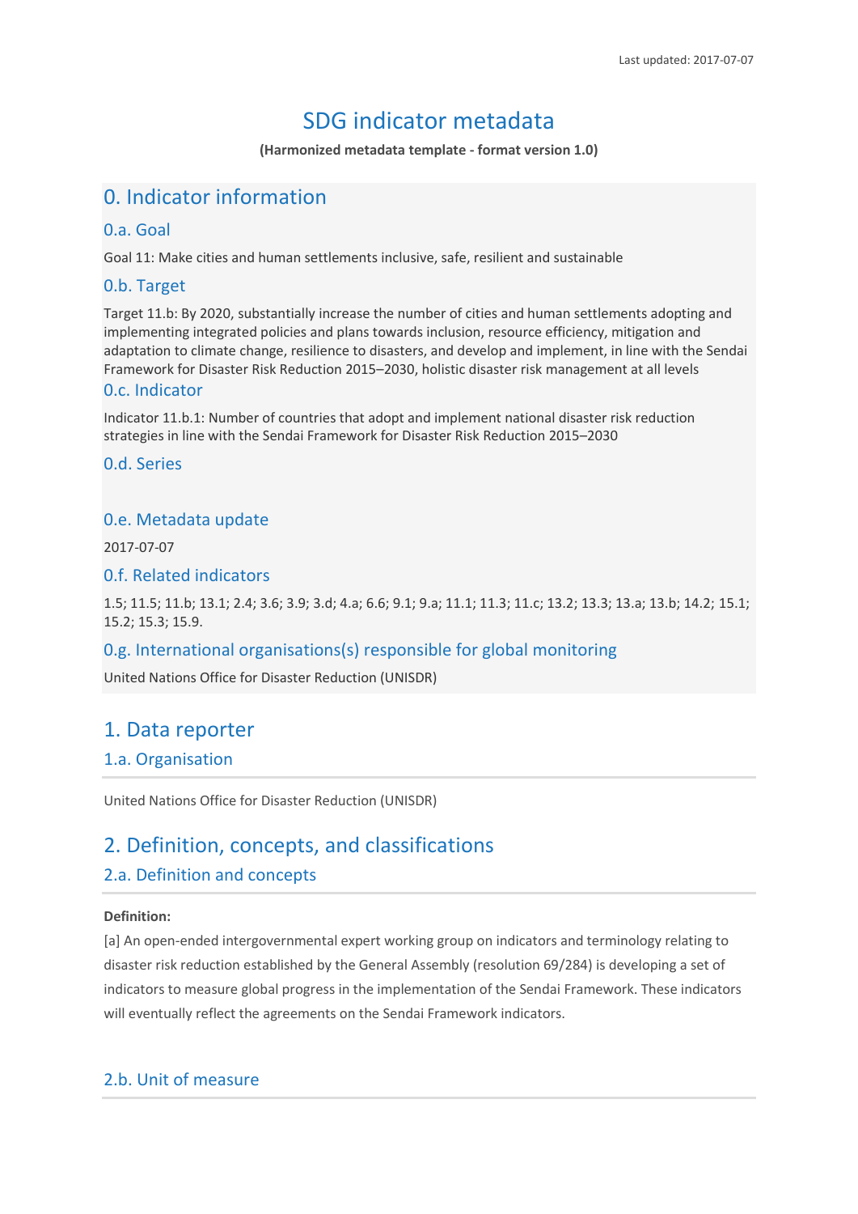Last updated: 2017-07-07

# SDG indicator metadata

**(Harmonized metadata template - format version 1.0)**

## 0. Indicator information

### 0.a. Goal

Goal 11: Make cities and human settlements inclusive, safe, resilient and sustainable

### 0.b. Target

Target 11.b: By 2020, substantially increase the number of cities and human settlements adopting and implementing integrated policies and plans towards inclusion, resource efficiency, mitigation and adaptation to climate change, resilience to disasters, and develop and implement, in line with the Sendai Framework for Disaster Risk Reduction 2015–2030, holistic disaster risk management at all levels

### 0.c. Indicator

Indicator 11.b.1: Number of countries that adopt and implement national disaster risk reduction strategies in line with the Sendai Framework for Disaster Risk Reduction 2015–2030

### 0.d. Series

### 0.e. Metadata update

2017-07-07

### 0.f. Related indicators

1.5; 11.5; 11.b; 13.1; 2.4; 3.6; 3.9; 3.d; 4.a; 6.6; 9.1; 9.a; 11.1; 11.3; 11.c; 13.2; 13.3; 13.a; 13.b; 14.2; 15.1; 15.2; 15.3; 15.9.

### 0.g. International organisations(s) responsible for global monitoring

United Nations Office for Disaster Reduction (UNISDR)

## 1. Data reporter

### 1.a. Organisation

United Nations Office for Disaster Reduction (UNISDR)

## 2. Definition, concepts, and classifications

### 2.a. Definition and concepts

**Definition:**

[a] An open-ended intergovernmental expert working group on indicators and terminology relating to disaster risk reduction established by the General Assembly (resolution 69/284) is developing a set of indicators to measure global progress in the implementation of the Sendai Framework. These indicators will eventually reflect the agreements on the Sendai Framework indicators.

### 2.b. Unit of measure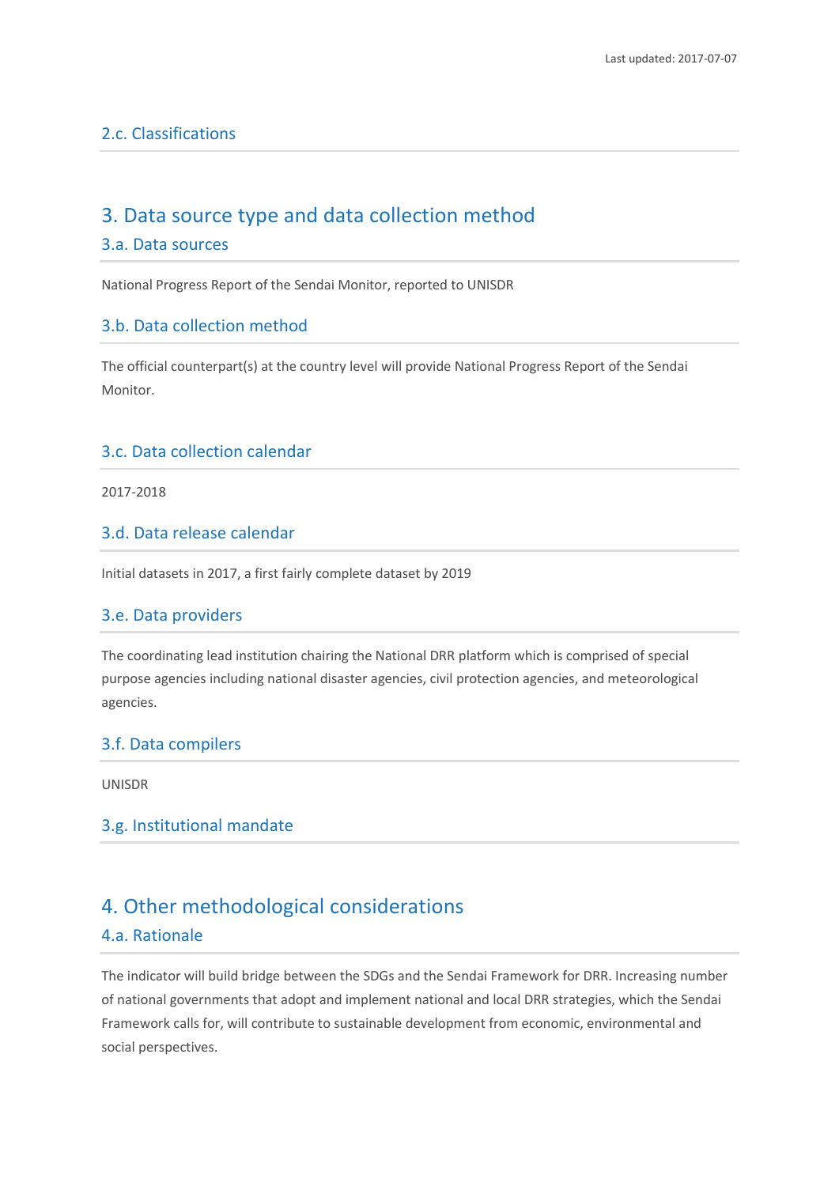### 2.c. Classifications

## 3. Data source type and data collection method

### 3.a. Data sources

National Progress Report of the Sendai Monitor, reported to UNISDR

### 3.b. Data collection method

The official counterpart(s) at the country level will provide National Progress Report of the Sendai Monitor.

### 3.c. Data collection calendar

2017-2018

### 3.d. Data release calendar

Initial datasets in 2017, a first fairly complete dataset by 2019

### 3.e. Data providers

The coordinating lead institution chairing the National DRR platform which is comprised of special purpose agencies including national disaster agencies, civil protection agencies, and meteorological agencies.

### 3.f. Data compilers

UNISDR

### 3.g. Institutional mandate

## 4. Other methodological considerations

### 4.a. Rationale

The indicator will build bridge between the SDGs and the Sendai Framework for DRR. Increasing number of national governments that adopt and implement national and local DRR strategies, which the Sendai Framework calls for, will contribute to sustainable development from economic, environmental and social perspectives.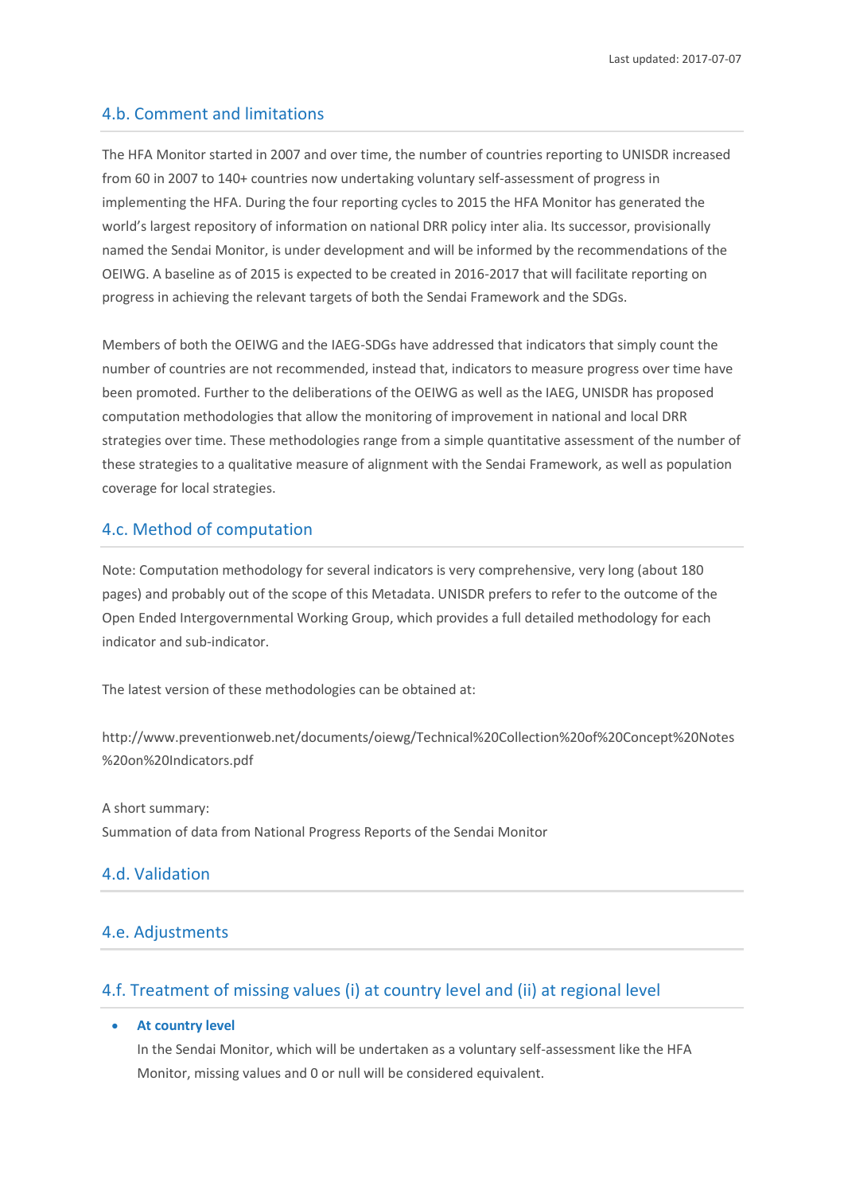### 4.b. Comment and limitations

The HFA Monitor started in 2007 and over time, the number of countries reporting to UNISDR increased from 60 in 2007 to 140+ countries now undertaking voluntary self-assessment of progress in implementing the HFA. During the four reporting cycles to 2015 the HFA Monitor has generated the world's largest repository of information on national DRR policy inter alia. Its successor, provisionally named the Sendai Monitor, is under development and will be informed by the recommendations of the OEIWG. A baseline as of 2015 is expected to be created in 2016-2017 that will facilitate reporting on progress in achieving the relevant targets of both the Sendai Framework and the SDGs.

Members of both the OEIWG and the IAEG-SDGs have addressed that indicators that simply count the number of countries are not recommended, instead that, indicators to measure progress over time have been promoted. Further to the deliberations of the OEIWG as well as the IAEG, UNISDR has proposed computation methodologies that allow the monitoring of improvement in national and local DRR strategies over time. These methodologies range from a simple quantitative assessment of the number of these strategies to a qualitative measure of alignment with the Sendai Framework, as well as population coverage for local strategies.

### 4.c. Method of computation

Note: Computation methodology for several indicators is very comprehensive, very long (about 180 pages) and probably out of the scope of this Metadata. UNISDR prefers to refer to the outcome of the Open Ended Intergovernmental Working Group, which provides a full detailed methodology for each indicator and sub-indicator.

The latest version of these methodologies can be obtained at:

http://www.preventionweb.net/documents/oiewg/Technical%20Collection%20of%20Concept%20Notes%20on%20Indicators.pdf

A short summary:
Summation of data from National Progress Reports of the Sendai Monitor

### 4.d. Validation

### 4.e. Adjustments

### 4.f. Treatment of missing values (i) at country level and (ii) at regional level

- **At country level**
  In the Sendai Monitor, which will be undertaken as a voluntary self-assessment like the HFA Monitor, missing values and 0 or null will be considered equivalent.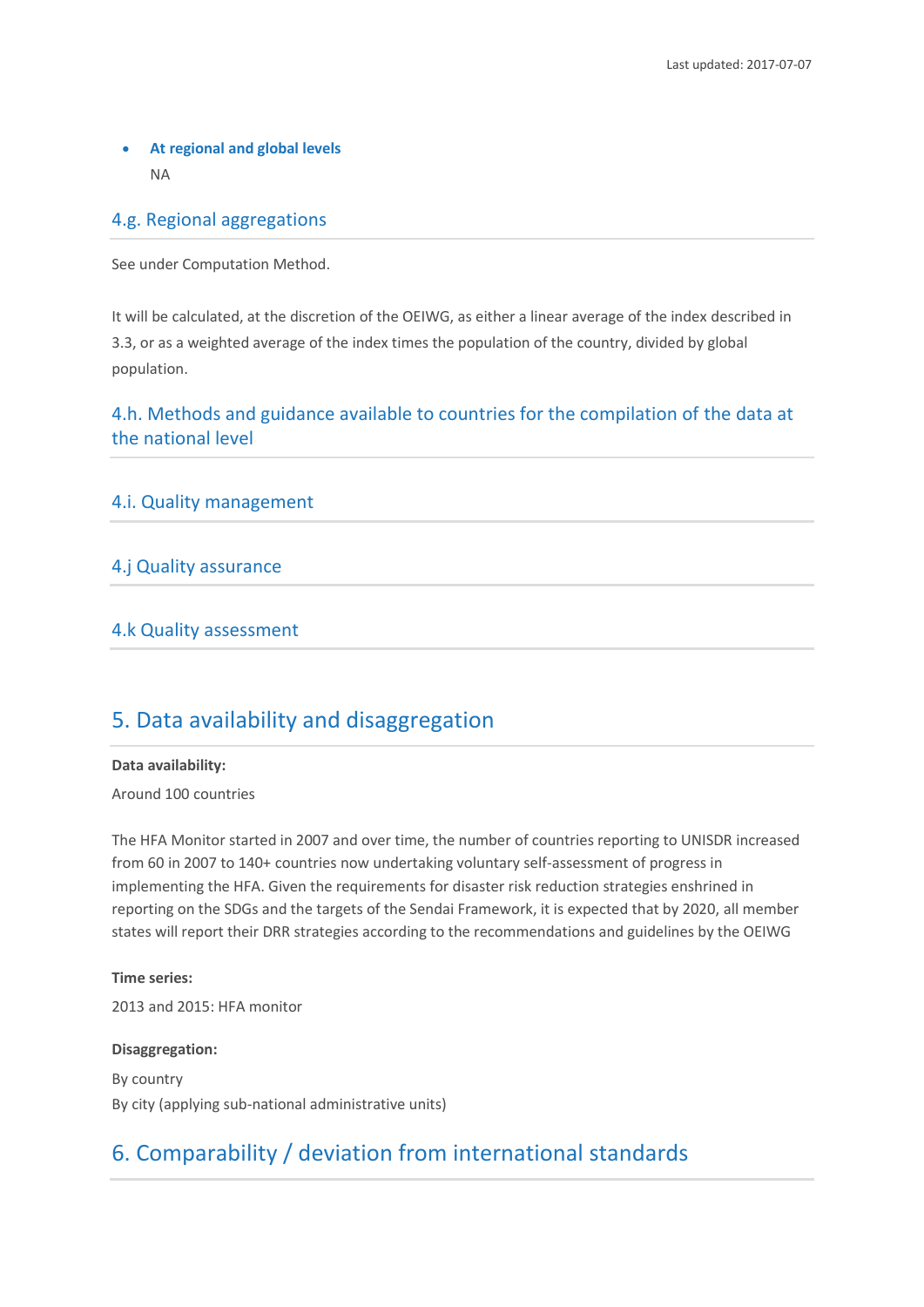- **At regional and global levels**

  NA

### 4.g. Regional aggregations

See under Computation Method.

It will be calculated, at the discretion of the OEIWG, as either a linear average of the index described in 3.3, or as a weighted average of the index times the population of the country, divided by global population.

### 4.h. Methods and guidance available to countries for the compilation of the data at the national level

### 4.i. Quality management

### 4.j Quality assurance

### 4.k Quality assessment

## 5. Data availability and disaggregation

**Data availability:**

Around 100 countries

The HFA Monitor started in 2007 and over time, the number of countries reporting to UNISDR increased from 60 in 2007 to 140+ countries now undertaking voluntary self-assessment of progress in implementing the HFA. Given the requirements for disaster risk reduction strategies enshrined in reporting on the SDGs and the targets of the Sendai Framework, it is expected that by 2020, all member states will report their DRR strategies according to the recommendations and guidelines by the OEIWG

**Time series:**

2013 and 2015: HFA monitor

**Disaggregation:**

By country
By city (applying sub-national administrative units)

## 6. Comparability / deviation from international standards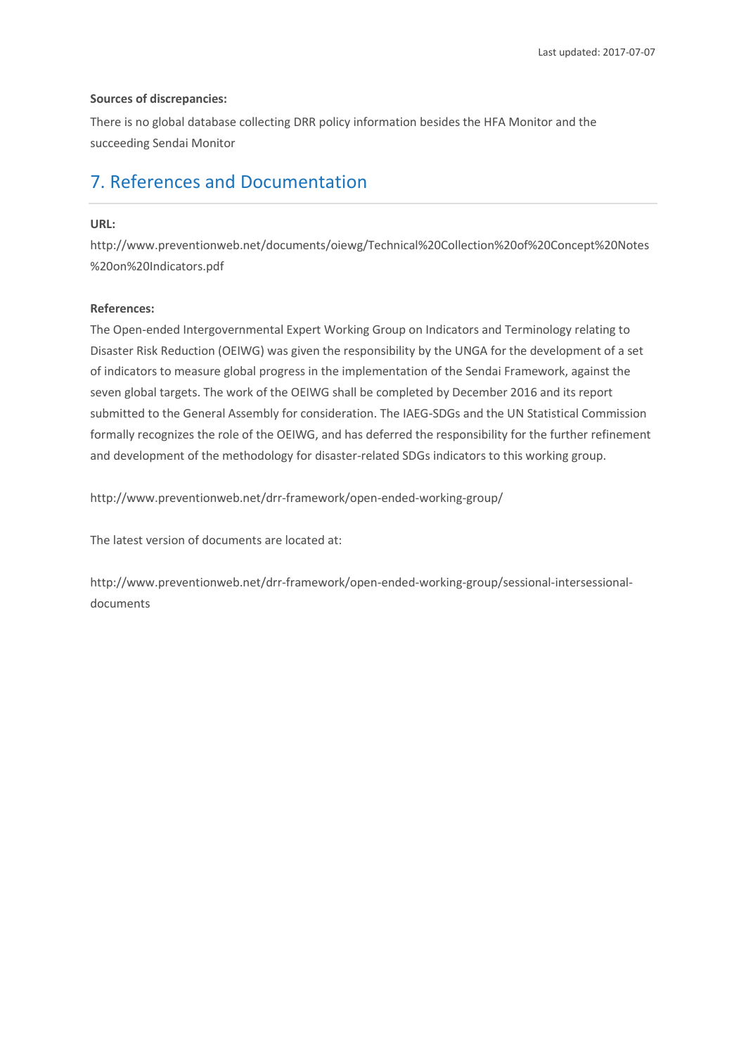**Sources of discrepancies:**

There is no global database collecting DRR policy information besides the HFA Monitor and the succeeding Sendai Monitor

## 7. References and Documentation

**URL:**

http://www.preventionweb.net/documents/oiewg/Technical%20Collection%20of%20Concept%20Notes%20on%20Indicators.pdf

**References:**

The Open-ended Intergovernmental Expert Working Group on Indicators and Terminology relating to Disaster Risk Reduction (OEIWG) was given the responsibility by the UNGA for the development of a set of indicators to measure global progress in the implementation of the Sendai Framework, against the seven global targets. The work of the OEIWG shall be completed by December 2016 and its report submitted to the General Assembly for consideration. The IAEG-SDGs and the UN Statistical Commission formally recognizes the role of the OEIWG, and has deferred the responsibility for the further refinement and development of the methodology for disaster-related SDGs indicators to this working group.

http://www.preventionweb.net/drr-framework/open-ended-working-group/

The latest version of documents are located at:

http://www.preventionweb.net/drr-framework/open-ended-working-group/sessional-intersessional-documents